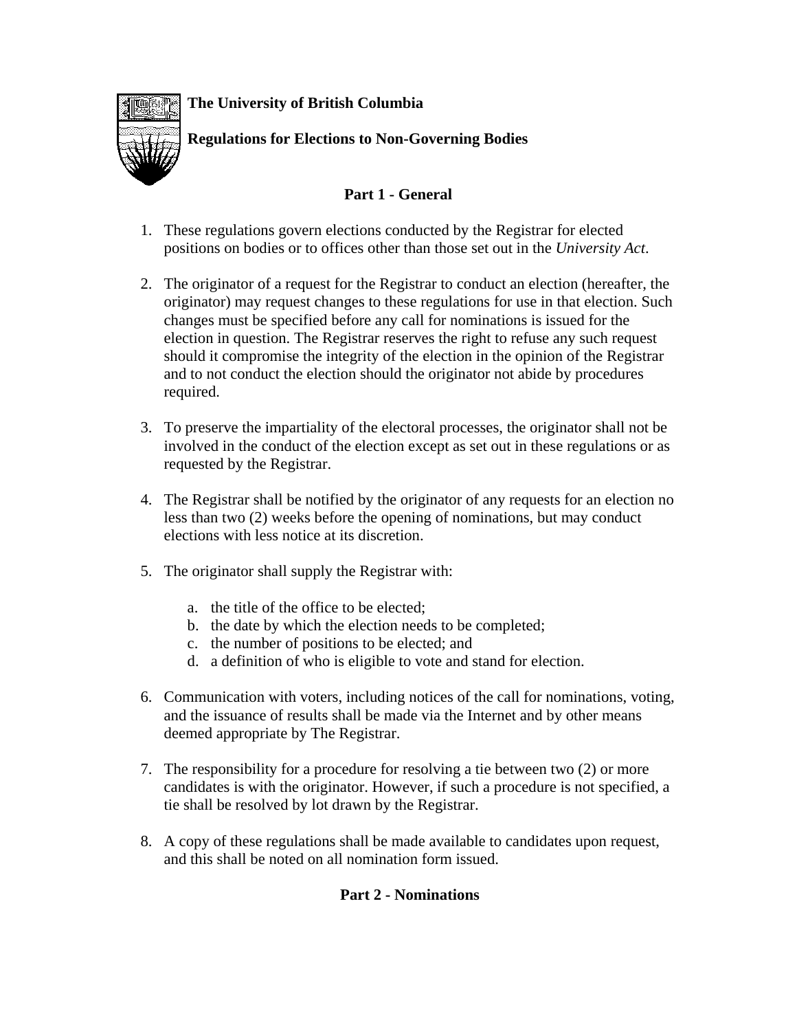**The University of British Columbia**

**Regulations for Elections to Non-Governing Bodies**

## Part 1 - General

1. These regulations govern elections conducted by the Registrar for elected positions on bodies or to offices other than those set out in the *University Act*.

2. The originator of a request for the Registrar to conduct an election (hereafter, the originator) may request changes to these regulations for use in that election. Such changes must be specified before any call for nominations is issued for the election in question. The Registrar reserves the right to refuse any such request should it compromise the integrity of the election in the opinion of the Registrar and to not conduct the election should the originator not abide by procedures required.

3. To preserve the impartiality of the electoral processes, the originator shall not be involved in the conduct of the election except as set out in these regulations or as requested by the Registrar.

4. The Registrar shall be notified by the originator of any requests for an election no less than two (2) weeks before the opening of nominations, but may conduct elections with less notice at its discretion.

5. The originator shall supply the Registrar with:

    a. the title of the office to be elected;
    b. the date by which the election needs to be completed;
    c. the number of positions to be elected; and
    d. a definition of who is eligible to vote and stand for election.

6. Communication with voters, including notices of the call for nominations, voting, and the issuance of results shall be made via the Internet and by other means deemed appropriate by The Registrar.

7. The responsibility for a procedure for resolving a tie between two (2) or more candidates is with the originator. However, if such a procedure is not specified, a tie shall be resolved by lot drawn by the Registrar.

8. A copy of these regulations shall be made available to candidates upon request, and this shall be noted on all nomination form issued.

## Part 2 - Nominations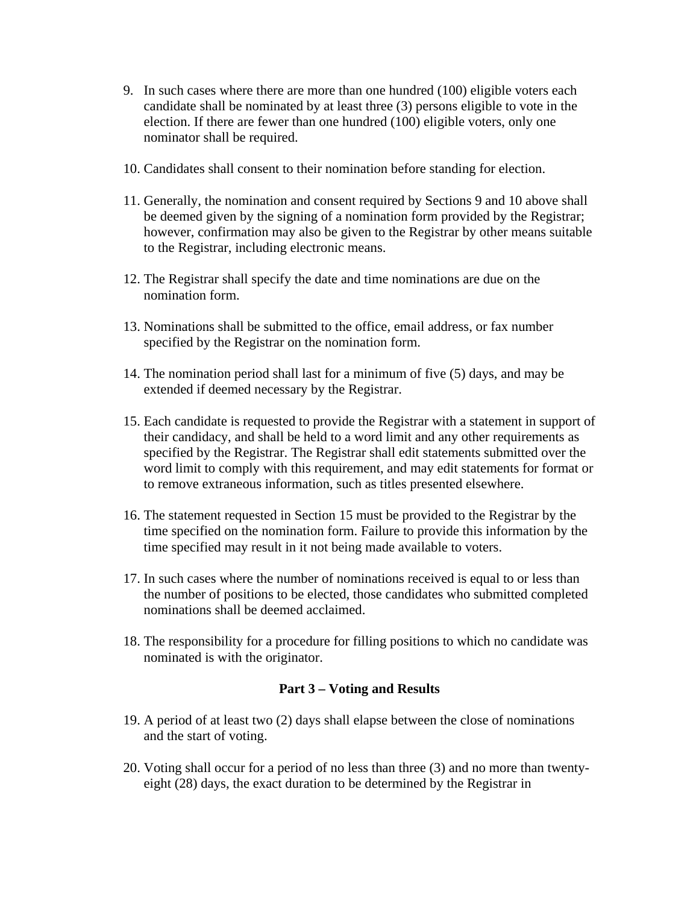9. In such cases where there are more than one hundred (100) eligible voters each candidate shall be nominated by at least three (3) persons eligible to vote in the election. If there are fewer than one hundred (100) eligible voters, only one nominator shall be required.

10. Candidates shall consent to their nomination before standing for election.

11. Generally, the nomination and consent required by Sections 9 and 10 above shall be deemed given by the signing of a nomination form provided by the Registrar; however, confirmation may also be given to the Registrar by other means suitable to the Registrar, including electronic means.

12. The Registrar shall specify the date and time nominations are due on the nomination form.

13. Nominations shall be submitted to the office, email address, or fax number specified by the Registrar on the nomination form.

14. The nomination period shall last for a minimum of five (5) days, and may be extended if deemed necessary by the Registrar.

15. Each candidate is requested to provide the Registrar with a statement in support of their candidacy, and shall be held to a word limit and any other requirements as specified by the Registrar. The Registrar shall edit statements submitted over the word limit to comply with this requirement, and may edit statements for format or to remove extraneous information, such as titles presented elsewhere.

16. The statement requested in Section 15 must be provided to the Registrar by the time specified on the nomination form. Failure to provide this information by the time specified may result in it not being made available to voters.

17. In such cases where the number of nominations received is equal to or less than the number of positions to be elected, those candidates who submitted completed nominations shall be deemed acclaimed.

18. The responsibility for a procedure for filling positions to which no candidate was nominated is with the originator.

**Part 3 – Voting and Results**

19. A period of at least two (2) days shall elapse between the close of nominations and the start of voting.

20. Voting shall occur for a period of no less than three (3) and no more than twenty-eight (28) days, the exact duration to be determined by the Registrar in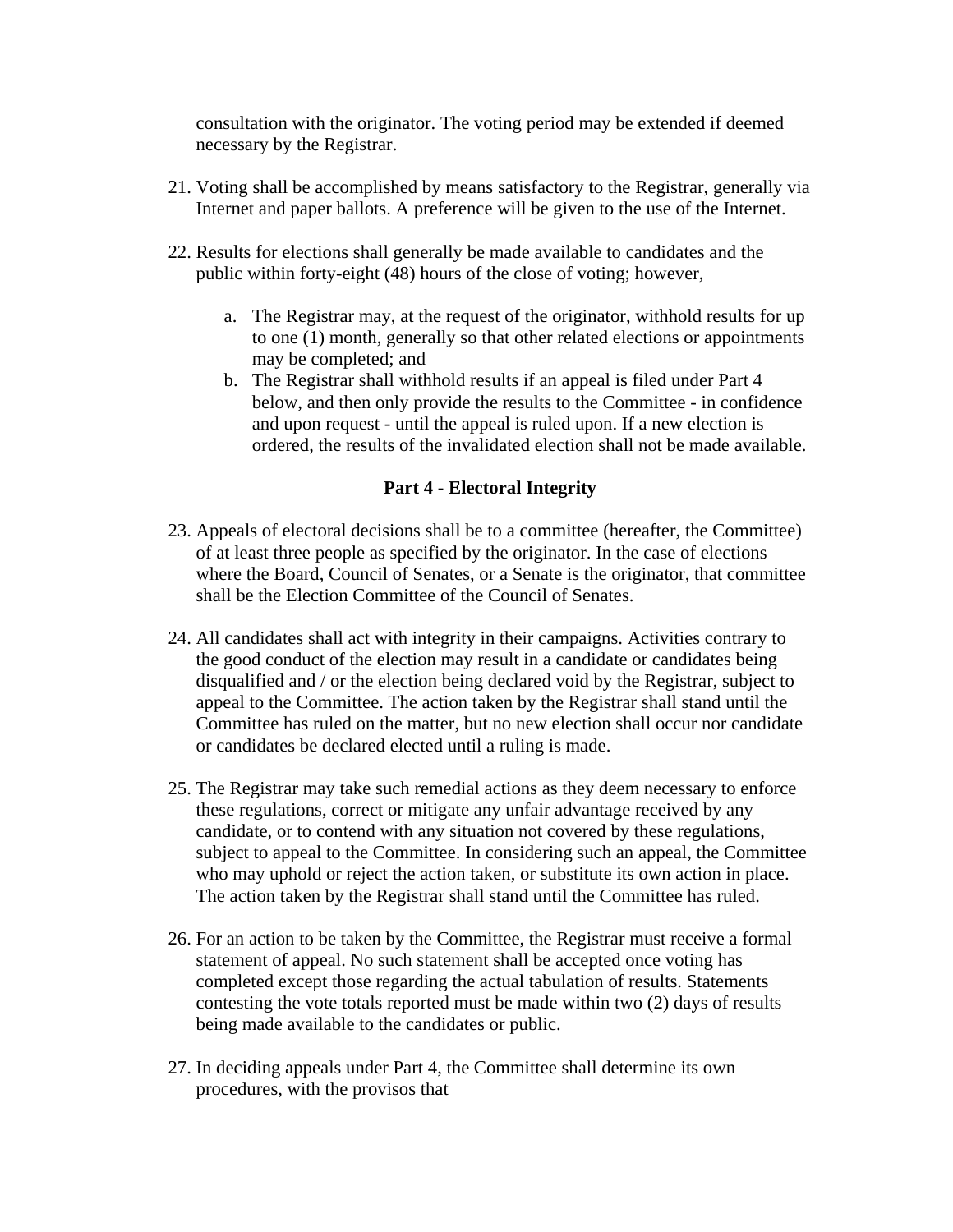consultation with the originator. The voting period may be extended if deemed necessary by the Registrar.

21. Voting shall be accomplished by means satisfactory to the Registrar, generally via Internet and paper ballots. A preference will be given to the use of the Internet.

22. Results for elections shall generally be made available to candidates and the public within forty-eight (48) hours of the close of voting; however,

    a. The Registrar may, at the request of the originator, withhold results for up to one (1) month, generally so that other related elections or appointments may be completed; and
    b. The Registrar shall withhold results if an appeal is filed under Part 4 below, and then only provide the results to the Committee - in confidence and upon request - until the appeal is ruled upon. If a new election is ordered, the results of the invalidated election shall not be made available.

## Part 4 - Electoral Integrity

23. Appeals of electoral decisions shall be to a committee (hereafter, the Committee) of at least three people as specified by the originator. In the case of elections where the Board, Council of Senates, or a Senate is the originator, that committee shall be the Election Committee of the Council of Senates.

24. All candidates shall act with integrity in their campaigns. Activities contrary to the good conduct of the election may result in a candidate or candidates being disqualified and / or the election being declared void by the Registrar, subject to appeal to the Committee. The action taken by the Registrar shall stand until the Committee has ruled on the matter, but no new election shall occur nor candidate or candidates be declared elected until a ruling is made.

25. The Registrar may take such remedial actions as they deem necessary to enforce these regulations, correct or mitigate any unfair advantage received by any candidate, or to contend with any situation not covered by these regulations, subject to appeal to the Committee. In considering such an appeal, the Committee who may uphold or reject the action taken, or substitute its own action in place. The action taken by the Registrar shall stand until the Committee has ruled.

26. For an action to be taken by the Committee, the Registrar must receive a formal statement of appeal. No such statement shall be accepted once voting has completed except those regarding the actual tabulation of results. Statements contesting the vote totals reported must be made within two (2) days of results being made available to the candidates or public.

27. In deciding appeals under Part 4, the Committee shall determine its own procedures, with the provisos that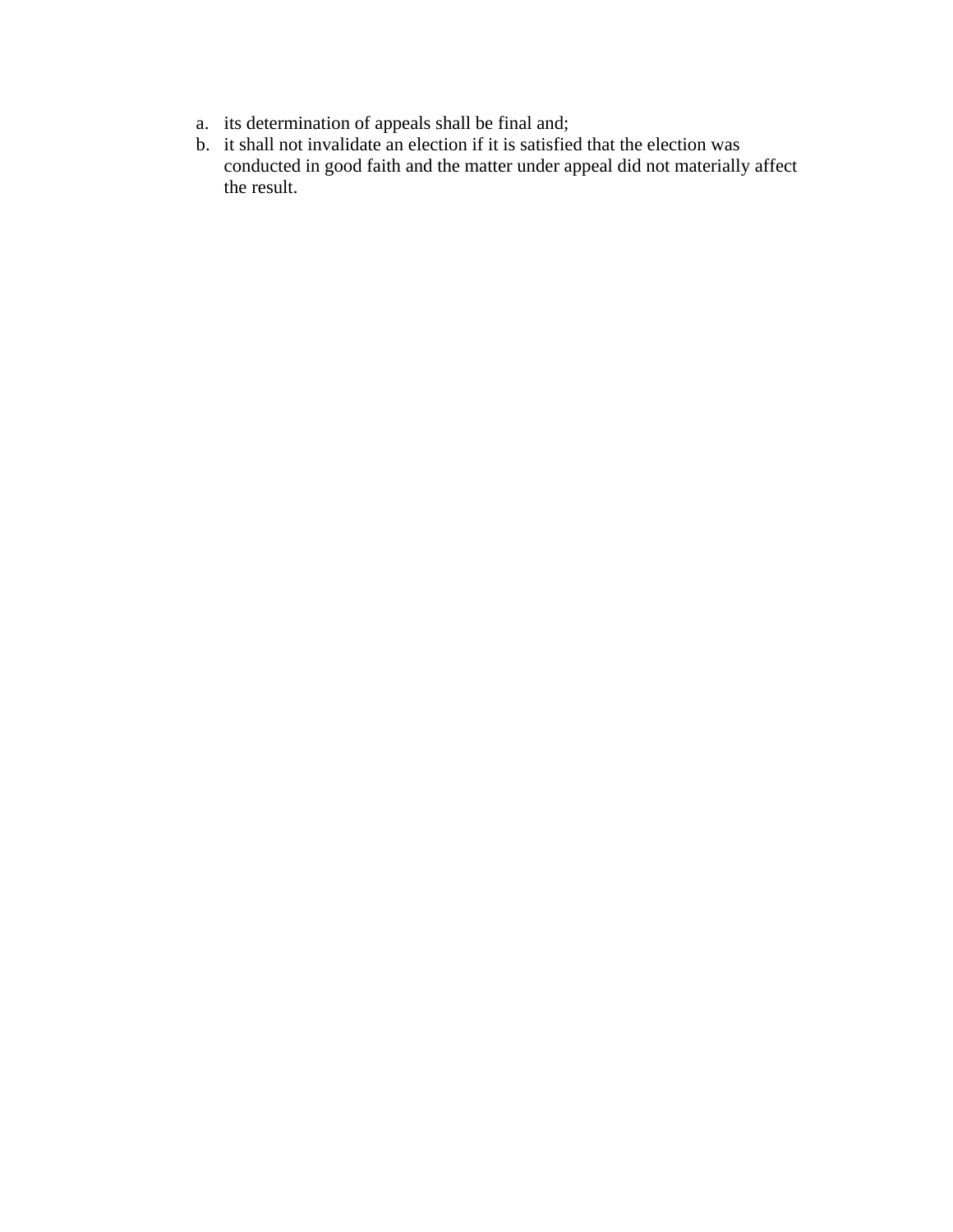a. its determination of appeals shall be final and;
b. it shall not invalidate an election if it is satisfied that the election was conducted in good faith and the matter under appeal did not materially affect the result.